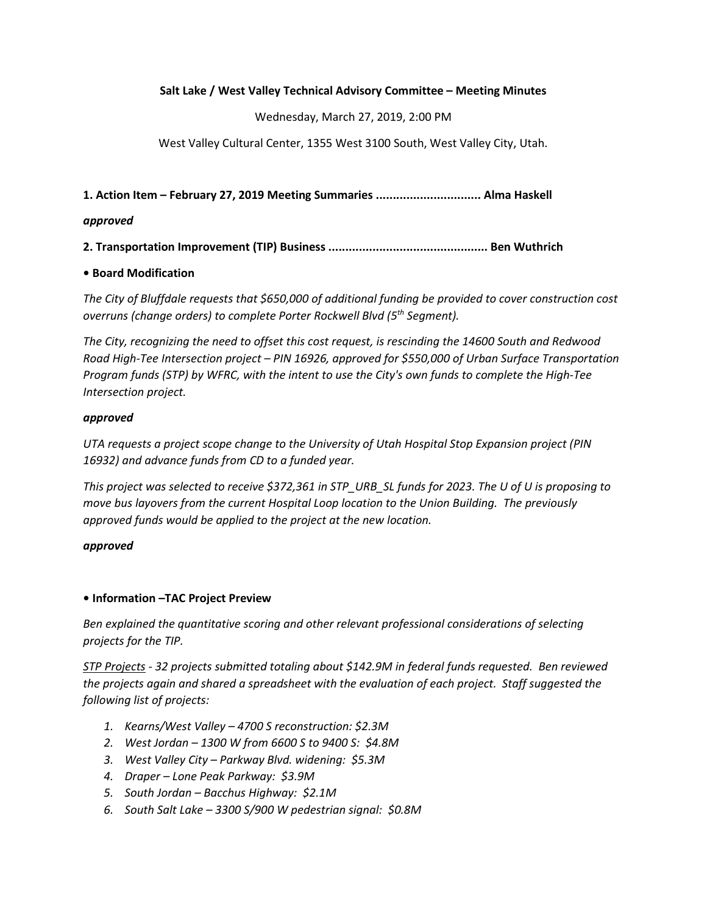**Salt Lake / West Valley Technical Advisory Committee – Meeting Minutes**

Wednesday, March 27, 2019, 2:00 PM

West Valley Cultural Center, 1355 West 3100 South, West Valley City, Utah.

**1. Action Item – February 27, 2019 Meeting Summaries .............................. Alma Haskell**

***approved***

**2. Transportation Improvement (TIP) Business .............................................. Ben Wuthrich**

**• Board Modification**

*The City of Bluffdale requests that $650,000 of additional funding be provided to cover construction cost overruns (change orders) to complete Porter Rockwell Blvd (5th Segment).*

*The City, recognizing the need to offset this cost request, is rescinding the 14600 South and Redwood Road High-Tee Intersection project – PIN 16926, approved for $550,000 of Urban Surface Transportation Program funds (STP) by WFRC, with the intent to use the City's own funds to complete the High-Tee Intersection project.*

***approved***

*UTA requests a project scope change to the University of Utah Hospital Stop Expansion project (PIN 16932) and advance funds from CD to a funded year.*

*This project was selected to receive $372,361 in STP_URB_SL funds for 2023. The U of U is proposing to move bus layovers from the current Hospital Loop location to the Union Building. The previously approved funds would be applied to the project at the new location.*

***approved***

**• Information –TAC Project Preview**

*Ben explained the quantitative scoring and other relevant professional considerations of selecting projects for the TIP.*

*STP Projects - 32 projects submitted totaling about $142.9M in federal funds requested. Ben reviewed the projects again and shared a spreadsheet with the evaluation of each project. Staff suggested the following list of projects:*

1. *Kearns/West Valley – 4700 S reconstruction: $2.3M*
2. *West Jordan – 1300 W from 6600 S to 9400 S: $4.8M*
3. *West Valley City – Parkway Blvd. widening: $5.3M*
4. *Draper – Lone Peak Parkway: $3.9M*
5. *South Jordan – Bacchus Highway: $2.1M*
6. *South Salt Lake – 3300 S/900 W pedestrian signal: $0.8M*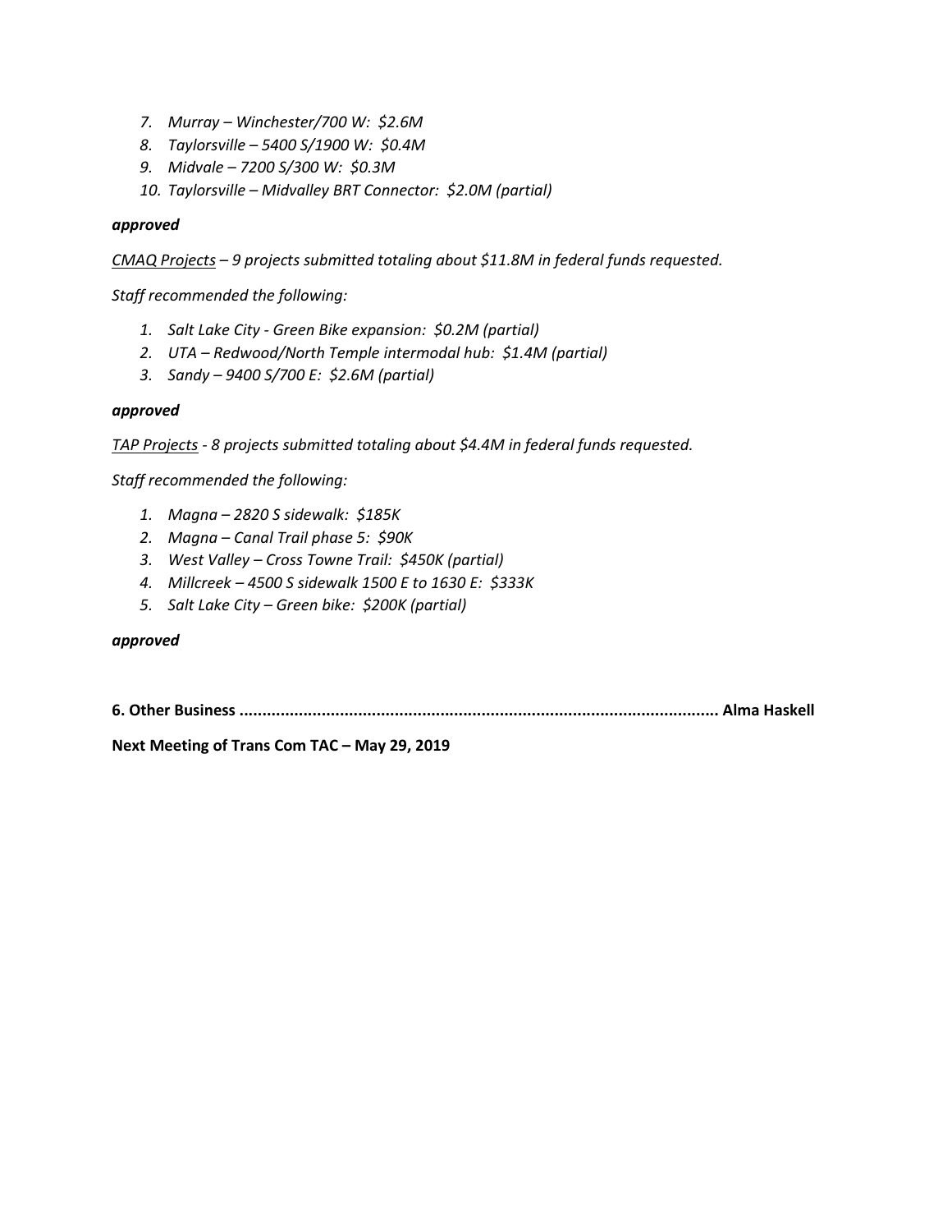7. *Murray – Winchester/700 W: $2.6M*
8. *Taylorsville – 5400 S/1900 W: $0.4M*
9. *Midvale – 7200 S/300 W: $0.3M*
10. *Taylorsville – Midvalley BRT Connector: $2.0M (partial)*

***approved***

*<u>CMAQ Projects</u> – 9 projects submitted totaling about $11.8M in federal funds requested.*

*Staff recommended the following:*

1. *Salt Lake City - Green Bike expansion: $0.2M (partial)*
2. *UTA – Redwood/North Temple intermodal hub: $1.4M (partial)*
3. *Sandy – 9400 S/700 E: $2.6M (partial)*

***approved***

*<u>TAP Projects</u> - 8 projects submitted totaling about $4.4M in federal funds requested.*

*Staff recommended the following:*

1. *Magna – 2820 S sidewalk: $185K*
2. *Magna – Canal Trail phase 5: $90K*
3. *West Valley – Cross Towne Trail: $450K (partial)*
4. *Millcreek – 4500 S sidewalk 1500 E to 1630 E: $333K*
5. *Salt Lake City – Green bike: $200K (partial)*

***approved***

**6. Other Business ........................................................................................................ Alma Haskell**

**Next Meeting of Trans Com TAC – May 29, 2019**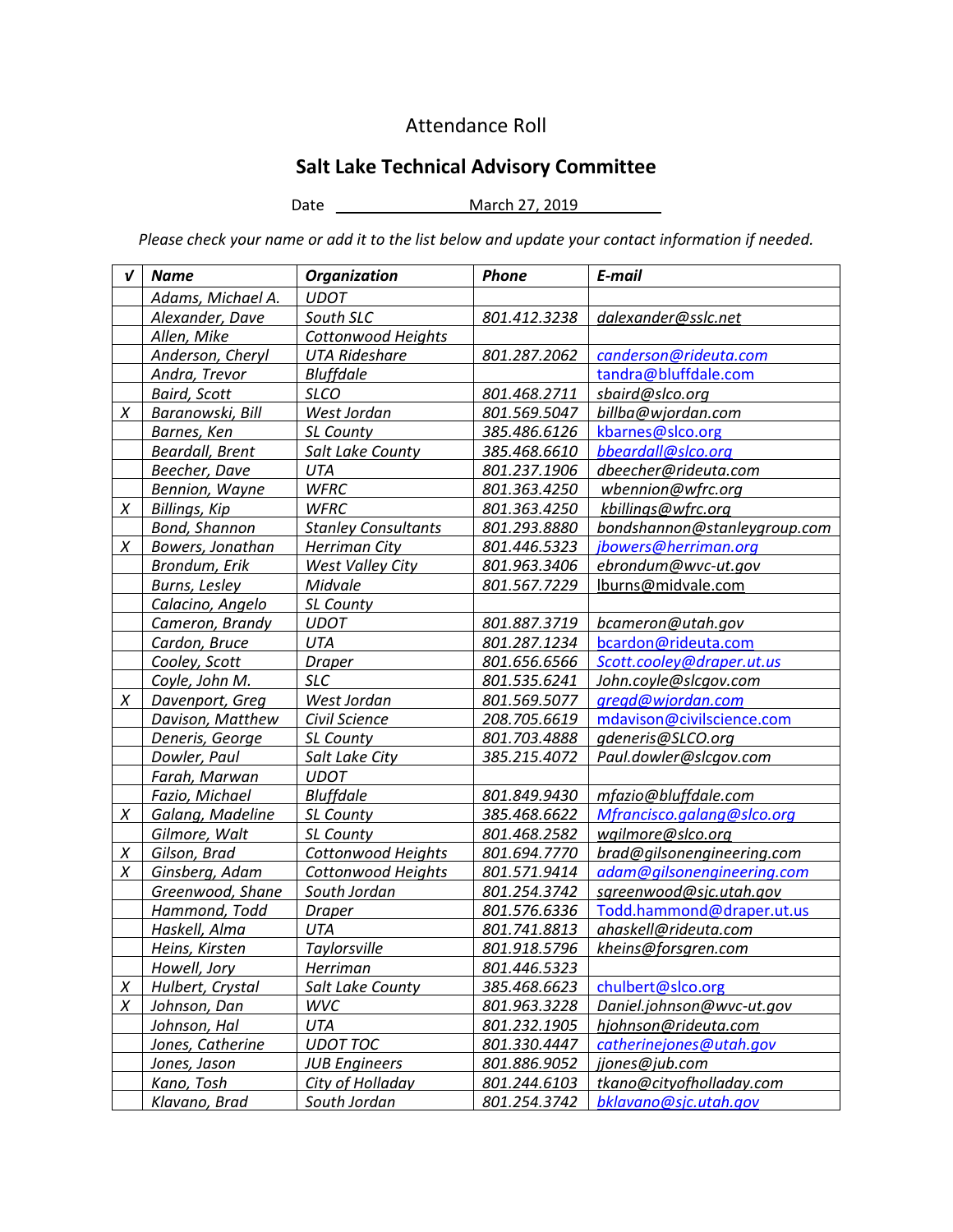# Attendance Roll

## Salt Lake Technical Advisory Committee

Date March 27, 2019

*Please check your name or add it to the list below and update your contact information if needed.*

| √ | Name | Organization | Phone | E-mail |
|---|---|---|---|---|
| | Adams, Michael A. | UDOT | | |
| | Alexander, Dave | South SLC | 801.412.3238 | dalexander@sslc.net |
| | Allen, Mike | Cottonwood Heights | | |
| | Anderson, Cheryl | UTA Rideshare | 801.287.2062 | canderson@rideuta.com |
| | Andra, Trevor | Bluffdale | | tandra@bluffdale.com |
| | Baird, Scott | SLCO | 801.468.2711 | sbaird@slco.org |
| X | Baranowski, Bill | West Jordan | 801.569.5047 | billba@wjordan.com |
| | Barnes, Ken | SL County | 385.486.6126 | kbarnes@slco.org |
| | Beardall, Brent | Salt Lake County | 385.468.6610 | bbeardall@slco.org |
| | Beecher, Dave | UTA | 801.237.1906 | dbeecher@rideuta.com |
| | Bennion, Wayne | WFRC | 801.363.4250 | wbennion@wfrc.org |
| X | Billings, Kip | WFRC | 801.363.4250 | kbillings@wfrc.org |
| | Bond, Shannon | Stanley Consultants | 801.293.8880 | bondshannon@stanleygroup.com |
| X | Bowers, Jonathan | Herriman City | 801.446.5323 | jbowers@herriman.org |
| | Brondum, Erik | West Valley City | 801.963.3406 | ebrondum@wvc-ut.gov |
| | Burns, Lesley | Midvale | 801.567.7229 | lburns@midvale.com |
| | Calacino, Angelo | SL County | | |
| | Cameron, Brandy | UDOT | 801.887.3719 | bcameron@utah.gov |
| | Cardon, Bruce | UTA | 801.287.1234 | bcardon@rideuta.com |
| | Cooley, Scott | Draper | 801.656.6566 | Scott.cooley@draper.ut.us |
| | Coyle, John M. | SLC | 801.535.6241 | John.coyle@slcgov.com |
| X | Davenport, Greg | West Jordan | 801.569.5077 | gregd@wjordan.com |
| | Davison, Matthew | Civil Science | 208.705.6619 | mdavison@civilscience.com |
| | Deneris, George | SL County | 801.703.4888 | gdeneris@SLCO.org |
| | Dowler, Paul | Salt Lake City | 385.215.4072 | Paul.dowler@slcgov.com |
| | Farah, Marwan | UDOT | | |
| | Fazio, Michael | Bluffdale | 801.849.9430 | mfazio@bluffdale.com |
| X | Galang, Madeline | SL County | 385.468.6622 | Mfrancisco.galang@slco.org |
| | Gilmore, Walt | SL County | 801.468.2582 | wgilmore@slco.org |
| X | Gilson, Brad | Cottonwood Heights | 801.694.7770 | brad@gilsonengineering.com |
| X | Ginsberg, Adam | Cottonwood Heights | 801.571.9414 | adam@gilsonengineering.com |
| | Greenwood, Shane | South Jordan | 801.254.3742 | sgreenwood@sjc.utah.gov |
| | Hammond, Todd | Draper | 801.576.6336 | Todd.hammond@draper.ut.us |
| | Haskell, Alma | UTA | 801.741.8813 | ahaskell@rideuta.com |
| | Heins, Kirsten | Taylorsville | 801.918.5796 | kheins@forsgren.com |
| | Howell, Jory | Herriman | 801.446.5323 | |
| X | Hulbert, Crystal | Salt Lake County | 385.468.6623 | chulbert@slco.org |
| X | Johnson, Dan | WVC | 801.963.3228 | Daniel.johnson@wvc-ut.gov |
| | Johnson, Hal | UTA | 801.232.1905 | hjohnson@rideuta.com |
| | Jones, Catherine | UDOT TOC | 801.330.4447 | catherinejones@utah.gov |
| | Jones, Jason | JUB Engineers | 801.886.9052 | jjones@jub.com |
| | Kano, Tosh | City of Holladay | 801.244.6103 | tkano@cityofholladay.com |
| | Klavano, Brad | South Jordan | 801.254.3742 | bklavano@sjc.utah.gov |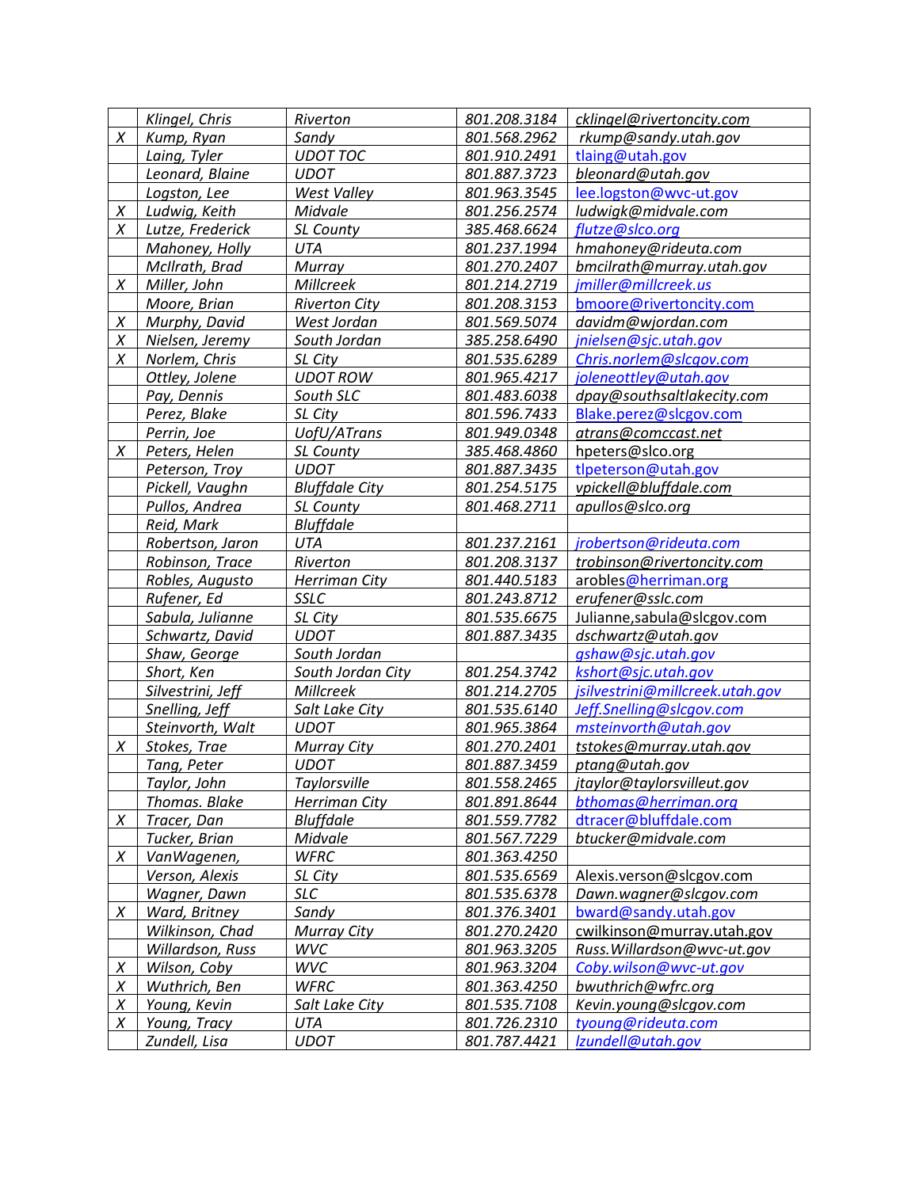| | | | | |
|---|---|---|---|---|
| | Klingel, Chris | Riverton | 801.208.3184 | cklingel@rivertoncity.com |
| X | Kump, Ryan | Sandy | 801.568.2962 | rkump@sandy.utah.gov |
| | Laing, Tyler | UDOT TOC | 801.910.2491 | tlaing@utah.gov |
| | Leonard, Blaine | UDOT | 801.887.3723 | bleonard@utah.gov |
| | Logston, Lee | West Valley | 801.963.3545 | lee.logston@wvc-ut.gov |
| X | Ludwig, Keith | Midvale | 801.256.2574 | ludwigk@midvale.com |
| X | Lutze, Frederick | SL County | 385.468.6624 | flutze@slco.org |
| | Mahoney, Holly | UTA | 801.237.1994 | hmahoney@rideuta.com |
| | McIlrath, Brad | Murray | 801.270.2407 | bmcilrath@murray.utah.gov |
| X | Miller, John | Millcreek | 801.214.2719 | jmiller@millcreek.us |
| | Moore, Brian | Riverton City | 801.208.3153 | bmoore@rivertoncity.com |
| X | Murphy, David | West Jordan | 801.569.5074 | davidm@wjordan.com |
| X | Nielsen, Jeremy | South Jordan | 385.258.6490 | jnielsen@sjc.utah.gov |
| X | Norlem, Chris | SL City | 801.535.6289 | Chris.norlem@slcgov.com |
| | Ottley, Jolene | UDOT ROW | 801.965.4217 | joleneottley@utah.gov |
| | Pay, Dennis | South SLC | 801.483.6038 | dpay@southsaltlakecity.com |
| | Perez, Blake | SL City | 801.596.7433 | Blake.perez@slcgov.com |
| | Perrin, Joe | UofU/ATrans | 801.949.0348 | atrans@comccast.net |
| X | Peters, Helen | SL County | 385.468.4860 | hpeters@slco.org |
| | Peterson, Troy | UDOT | 801.887.3435 | tlpeterson@utah.gov |
| | Pickell, Vaughn | Bluffdale City | 801.254.5175 | vpickell@bluffdale.com |
| | Pullos, Andrea | SL County | 801.468.2711 | apullos@slco.org |
| | Reid, Mark | Bluffdale | | |
| | Robertson, Jaron | UTA | 801.237.2161 | jrobertson@rideuta.com |
| | Robinson, Trace | Riverton | 801.208.3137 | trobinson@rivertoncity.com |
| | Robles, Augusto | Herriman City | 801.440.5183 | arobles@herriman.org |
| | Rufener, Ed | SSLC | 801.243.8712 | erufener@sslc.com |
| | Sabula, Julianne | SL City | 801.535.6675 | Julianne,sabula@slcgov.com |
| | Schwartz, David | UDOT | 801.887.3435 | dschwartz@utah.gov |
| | Shaw, George | South Jordan | | gshaw@sjc.utah.gov |
| | Short, Ken | South Jordan City | 801.254.3742 | kshort@sjc.utah.gov |
| | Silvestrini, Jeff | Millcreek | 801.214.2705 | jsilvestrini@millcreek.utah.gov |
| | Snelling, Jeff | Salt Lake City | 801.535.6140 | Jeff.Snelling@slcgov.com |
| | Steinvorth, Walt | UDOT | 801.965.3864 | msteinvorth@utah.gov |
| X | Stokes, Trae | Murray City | 801.270.2401 | tstokes@murray.utah.gov |
| | Tang, Peter | UDOT | 801.887.3459 | ptang@utah.gov |
| | Taylor, John | Taylorsville | 801.558.2465 | jtaylor@taylorsvilleut.gov |
| | Thomas. Blake | Herriman City | 801.891.8644 | bthomas@herriman.org |
| X | Tracer, Dan | Bluffdale | 801.559.7782 | dtracer@bluffdale.com |
| | Tucker, Brian | Midvale | 801.567.7229 | btucker@midvale.com |
| X | VanWagenen, | WFRC | 801.363.4250 | |
| | Verson, Alexis | SL City | 801.535.6569 | Alexis.verson@slcgov.com |
| | Wagner, Dawn | SLC | 801.535.6378 | Dawn.wagner@slcgov.com |
| X | Ward, Britney | Sandy | 801.376.3401 | bward@sandy.utah.gov |
| | Wilkinson, Chad | Murray City | 801.270.2420 | cwilkinson@murray.utah.gov |
| | Willardson, Russ | WVC | 801.963.3205 | Russ.Willardson@wvc-ut.gov |
| X | Wilson, Coby | WVC | 801.963.3204 | Coby.wilson@wvc-ut.gov |
| X | Wuthrich, Ben | WFRC | 801.363.4250 | bwuthrich@wfrc.org |
| X | Young, Kevin | Salt Lake City | 801.535.7108 | Kevin.young@slcgov.com |
| X | Young, Tracy | UTA | 801.726.2310 | tyoung@rideuta.com |
| | Zundell, Lisa | UDOT | 801.787.4421 | lzundell@utah.gov |